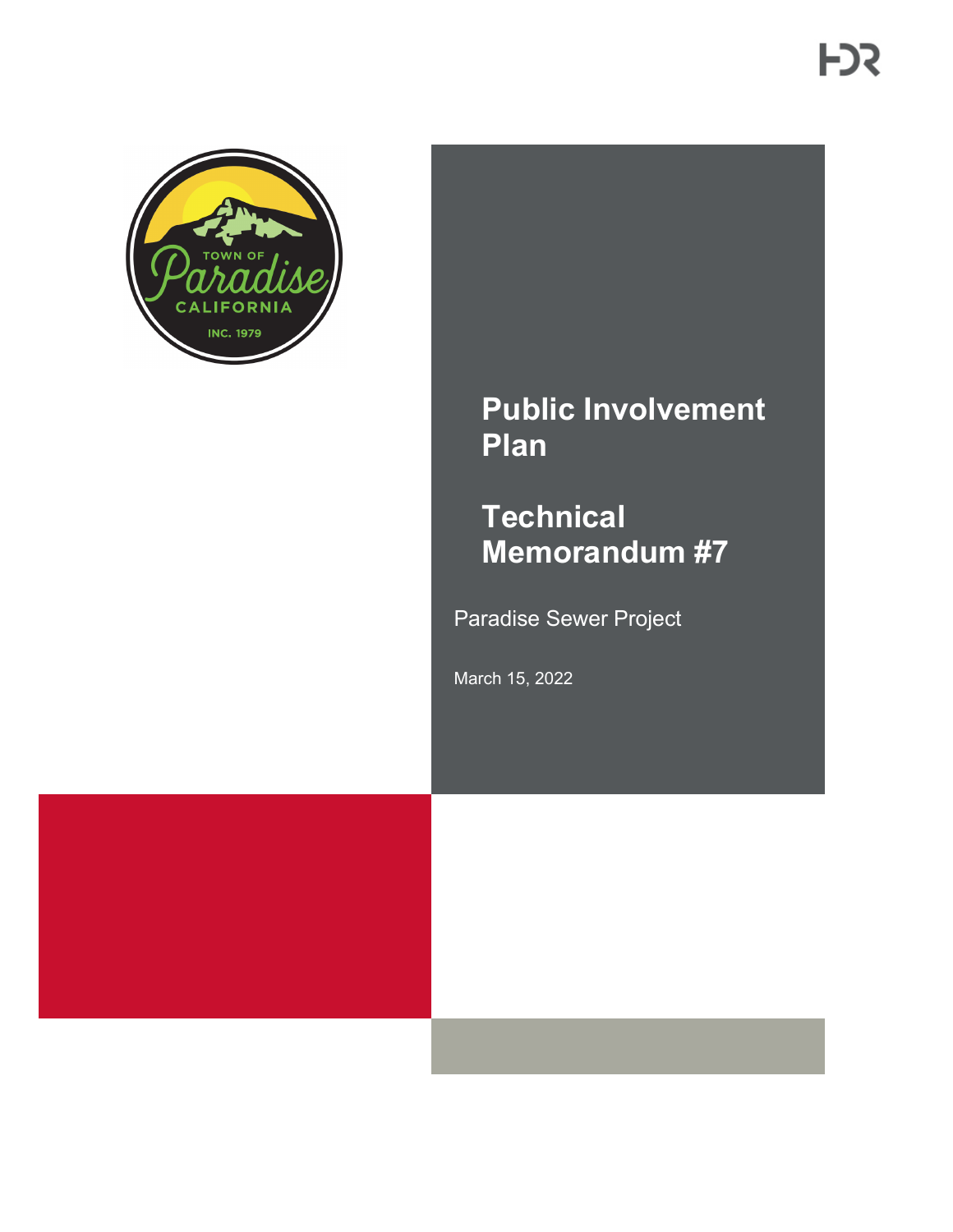# Public Involvement Plan

# Technical Memorandum #7

Paradise Sewer Project

March 15, 2022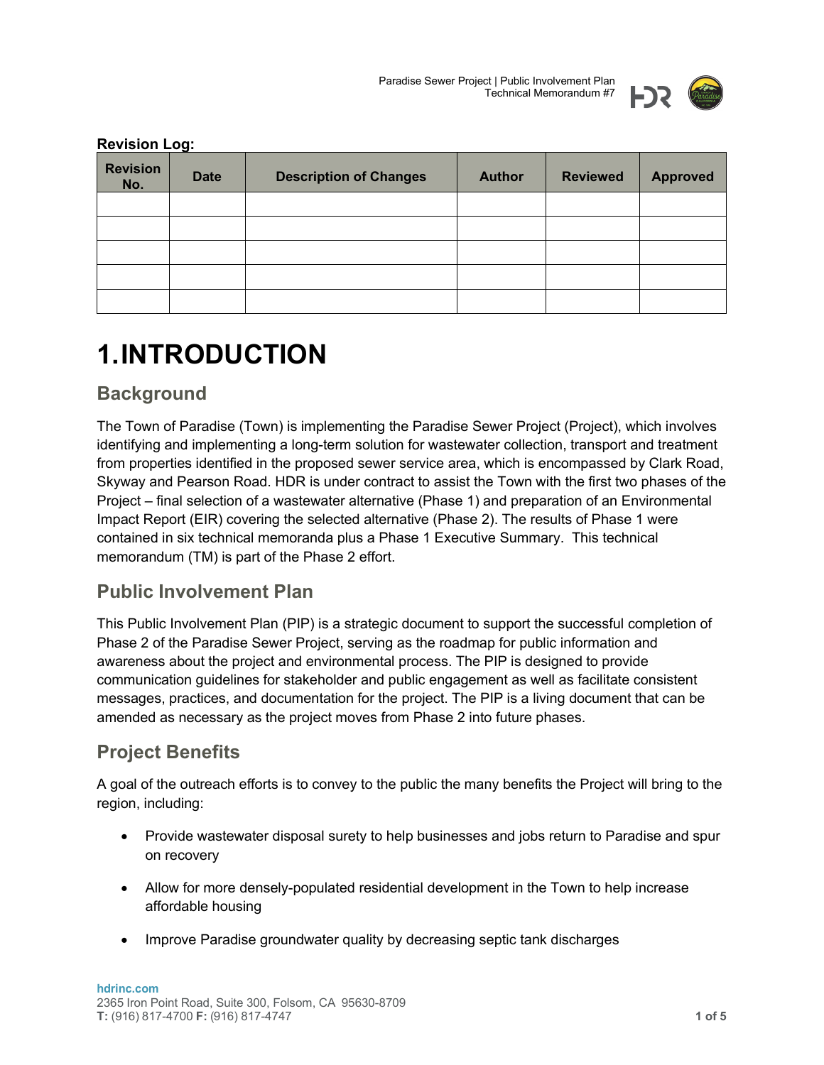**Revision Log:**

| Revision No. | Date | Description of Changes | Author | Reviewed | Approved |
|---|---|---|---|---|---|
| | | | | | |
| | | | | | |
| | | | | | |
| | | | | | |
| | | | | | |

# 1. INTRODUCTION

## Background

The Town of Paradise (Town) is implementing the Paradise Sewer Project (Project), which involves identifying and implementing a long-term solution for wastewater collection, transport and treatment from properties identified in the proposed sewer service area, which is encompassed by Clark Road, Skyway and Pearson Road. HDR is under contract to assist the Town with the first two phases of the Project – final selection of a wastewater alternative (Phase 1) and preparation of an Environmental Impact Report (EIR) covering the selected alternative (Phase 2). The results of Phase 1 were contained in six technical memoranda plus a Phase 1 Executive Summary. This technical memorandum (TM) is part of the Phase 2 effort.

## Public Involvement Plan

This Public Involvement Plan (PIP) is a strategic document to support the successful completion of Phase 2 of the Paradise Sewer Project, serving as the roadmap for public information and awareness about the project and environmental process. The PIP is designed to provide communication guidelines for stakeholder and public engagement as well as facilitate consistent messages, practices, and documentation for the project. The PIP is a living document that can be amended as necessary as the project moves from Phase 2 into future phases.

## Project Benefits

A goal of the outreach efforts is to convey to the public the many benefits the Project will bring to the region, including:

- Provide wastewater disposal surety to help businesses and jobs return to Paradise and spur on recovery
- Allow for more densely-populated residential development in the Town to help increase affordable housing
- Improve Paradise groundwater quality by decreasing septic tank discharges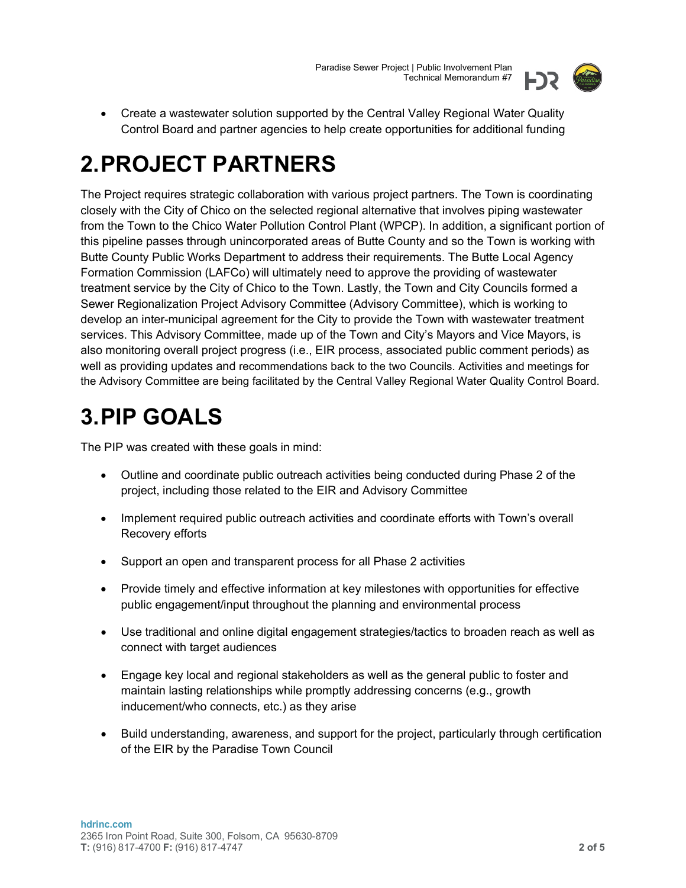- Create a wastewater solution supported by the Central Valley Regional Water Quality Control Board and partner agencies to help create opportunities for additional funding

# 2. PROJECT PARTNERS

The Project requires strategic collaboration with various project partners. The Town is coordinating closely with the City of Chico on the selected regional alternative that involves piping wastewater from the Town to the Chico Water Pollution Control Plant (WPCP). In addition, a significant portion of this pipeline passes through unincorporated areas of Butte County and so the Town is working with Butte County Public Works Department to address their requirements. The Butte Local Agency Formation Commission (LAFCo) will ultimately need to approve the providing of wastewater treatment service by the City of Chico to the Town. Lastly, the Town and City Councils formed a Sewer Regionalization Project Advisory Committee (Advisory Committee), which is working to develop an inter-municipal agreement for the City to provide the Town with wastewater treatment services. This Advisory Committee, made up of the Town and City's Mayors and Vice Mayors, is also monitoring overall project progress (i.e., EIR process, associated public comment periods) as well as providing updates and recommendations back to the two Councils. Activities and meetings for the Advisory Committee are being facilitated by the Central Valley Regional Water Quality Control Board.

# 3. PIP GOALS

The PIP was created with these goals in mind:

- Outline and coordinate public outreach activities being conducted during Phase 2 of the project, including those related to the EIR and Advisory Committee
- Implement required public outreach activities and coordinate efforts with Town's overall Recovery efforts
- Support an open and transparent process for all Phase 2 activities
- Provide timely and effective information at key milestones with opportunities for effective public engagement/input throughout the planning and environmental process
- Use traditional and online digital engagement strategies/tactics to broaden reach as well as connect with target audiences
- Engage key local and regional stakeholders as well as the general public to foster and maintain lasting relationships while promptly addressing concerns (e.g., growth inducement/who connects, etc.) as they arise
- Build understanding, awareness, and support for the project, particularly through certification of the EIR by the Paradise Town Council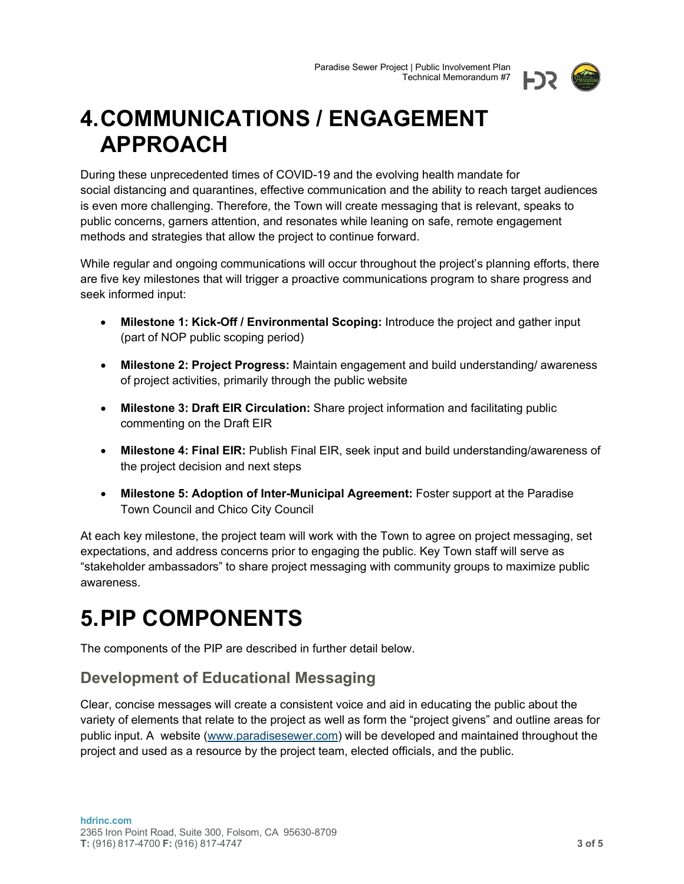# 4. COMMUNICATIONS / ENGAGEMENT APPROACH

During these unprecedented times of COVID-19 and the evolving health mandate for social distancing and quarantines, effective communication and the ability to reach target audiences is even more challenging. Therefore, the Town will create messaging that is relevant, speaks to public concerns, garners attention, and resonates while leaning on safe, remote engagement methods and strategies that allow the project to continue forward.

While regular and ongoing communications will occur throughout the project's planning efforts, there are five key milestones that will trigger a proactive communications program to share progress and seek informed input:

- **Milestone 1: Kick-Off / Environmental Scoping:** Introduce the project and gather input (part of NOP public scoping period)
- **Milestone 2: Project Progress:** Maintain engagement and build understanding/ awareness of project activities, primarily through the public website
- **Milestone 3: Draft EIR Circulation:** Share project information and facilitating public commenting on the Draft EIR
- **Milestone 4: Final EIR:** Publish Final EIR, seek input and build understanding/awareness of the project decision and next steps
- **Milestone 5: Adoption of Inter-Municipal Agreement:** Foster support at the Paradise Town Council and Chico City Council

At each key milestone, the project team will work with the Town to agree on project messaging, set expectations, and address concerns prior to engaging the public. Key Town staff will serve as "stakeholder ambassadors" to share project messaging with community groups to maximize public awareness.

# 5. PIP COMPONENTS

The components of the PIP are described in further detail below.

## Development of Educational Messaging

Clear, concise messages will create a consistent voice and aid in educating the public about the variety of elements that relate to the project as well as form the "project givens" and outline areas for public input. A website (www.paradisesewer.com) will be developed and maintained throughout the project and used as a resource by the project team, elected officials, and the public.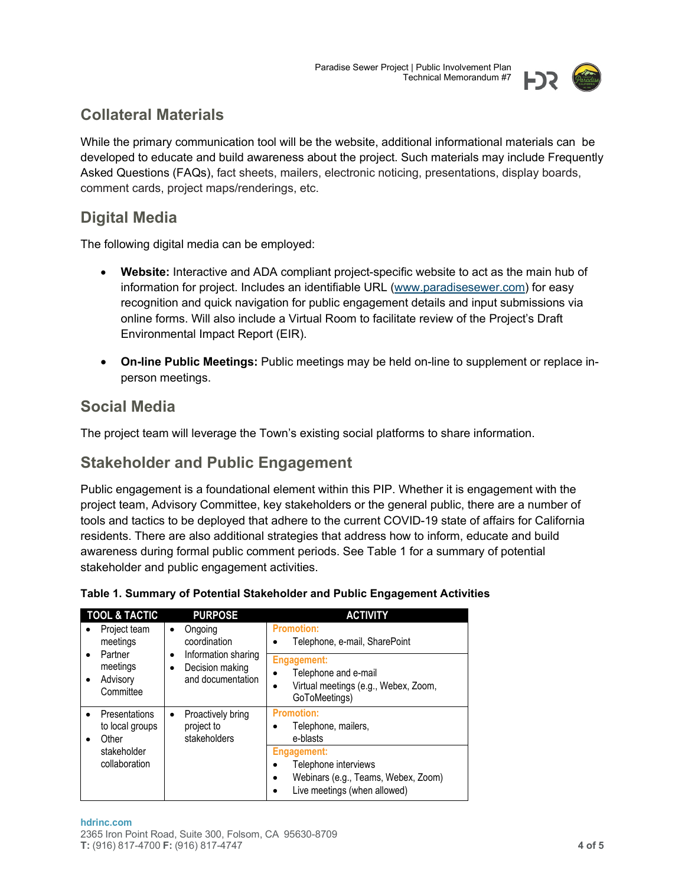## Collateral Materials

While the primary communication tool will be the website, additional informational materials can be developed to educate and build awareness about the project. Such materials may include Frequently Asked Questions (FAQs), fact sheets, mailers, electronic noticing, presentations, display boards, comment cards, project maps/renderings, etc.

## Digital Media

The following digital media can be employed:

- **Website:** Interactive and ADA compliant project-specific website to act as the main hub of information for project. Includes an identifiable URL (www.paradisesewer.com) for easy recognition and quick navigation for public engagement details and input submissions via online forms. Will also include a Virtual Room to facilitate review of the Project's Draft Environmental Impact Report (EIR).
- **On-line Public Meetings:** Public meetings may be held on-line to supplement or replace in-person meetings.

## Social Media

The project team will leverage the Town's existing social platforms to share information.

## Stakeholder and Public Engagement

Public engagement is a foundational element within this PIP. Whether it is engagement with the project team, Advisory Committee, key stakeholders or the general public, there are a number of tools and tactics to be deployed that adhere to the current COVID-19 state of affairs for California residents. There are also additional strategies that address how to inform, educate and build awareness during formal public comment periods. See Table 1 for a summary of potential stakeholder and public engagement activities.

**Table 1. Summary of Potential Stakeholder and Public Engagement Activities**

| TOOL & TACTIC | PURPOSE | ACTIVITY |
|---|---|---|
| • Project team meetings<br>• Partner meetings<br>• Advisory Committee | • Ongoing coordination<br>• Information sharing<br>• Decision making and documentation | **Promotion:**<br>• Telephone, e-mail, SharePoint<br>**Engagement:**<br>• Telephone and e-mail<br>• Virtual meetings (e.g., Webex, Zoom, GoToMeetings) |
| • Presentations to local groups<br>• Other stakeholder collaboration | • Proactively bring project to stakeholders | **Promotion:**<br>• Telephone, mailers, e-blasts<br>**Engagement:**<br>• Telephone interviews<br>• Webinars (e.g., Teams, Webex, Zoom)<br>• Live meetings (when allowed) |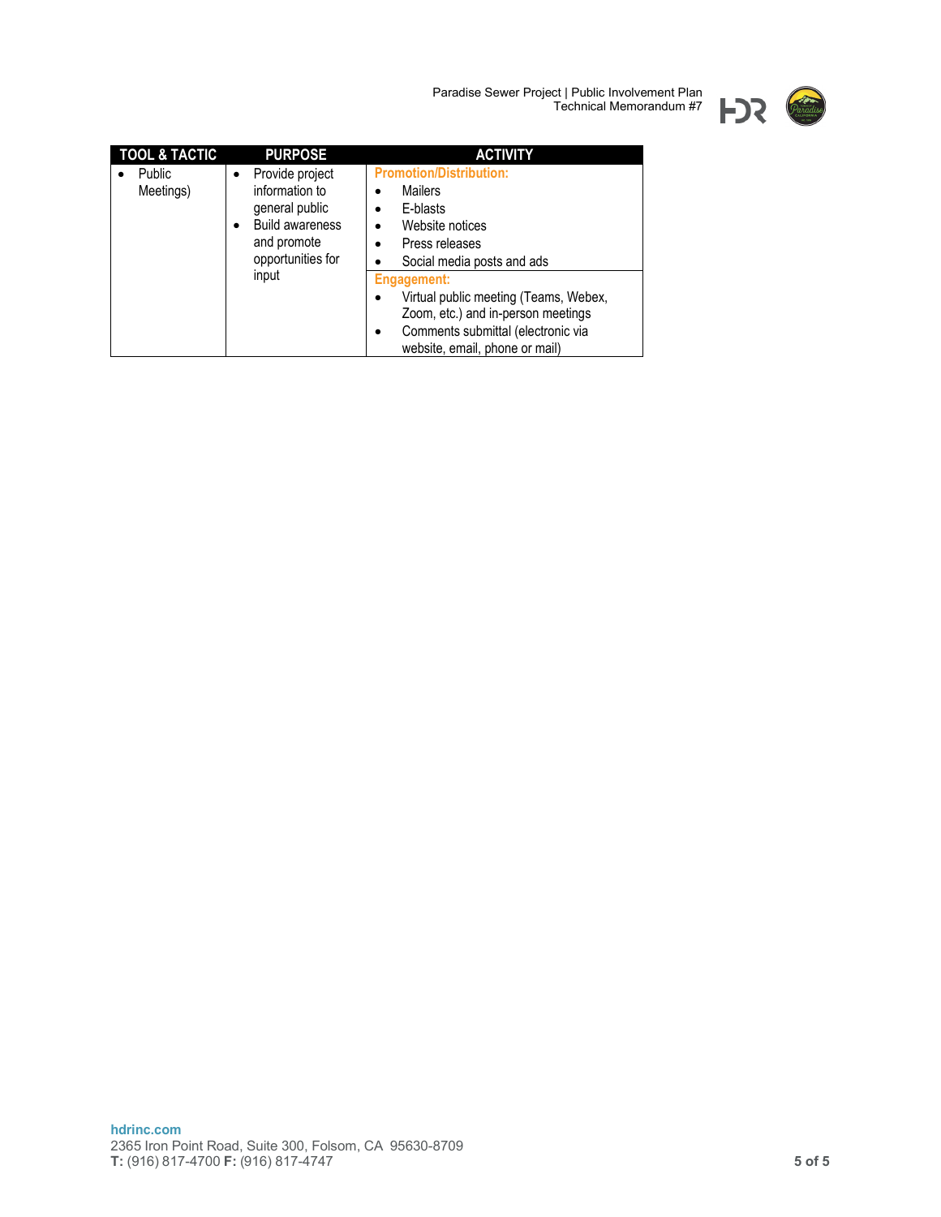| TOOL & TACTIC | PURPOSE | ACTIVITY |
| --- | --- | --- |
| • Public Meetings) | • Provide project information to general public<br>• Build awareness and promote opportunities for input | **Promotion/Distribution:**<br>• Mailers<br>• E-blasts<br>• Website notices<br>• Press releases<br>• Social media posts and ads |
| | | **Engagement:**<br>• Virtual public meeting (Teams, Webex, Zoom, etc.) and in-person meetings<br>• Comments submittal (electronic via website, email, phone or mail) |